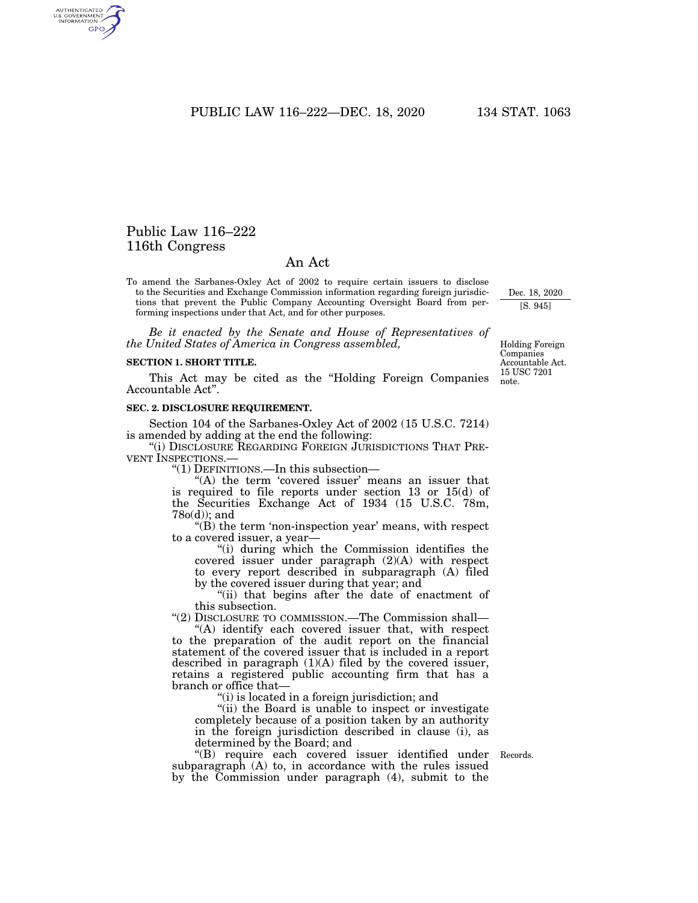# Public Law 116–222
# 116th Congress

## An Act

To amend the Sarbanes-Oxley Act of 2002 to require certain issuers to disclose to the Securities and Exchange Commission information regarding foreign jurisdictions that prevent the Public Company Accounting Oversight Board from performing inspections under that Act, and for other purposes.

Dec. 18, 2020
[S. 945]

*Be it enacted by the Senate and House of Representatives of the United States of America in Congress assembled,*

Holding Foreign Companies Accountable Act. 15 USC 7201 note.

**SECTION 1. SHORT TITLE.**

This Act may be cited as the "Holding Foreign Companies Accountable Act".

**SEC. 2. DISCLOSURE REQUIREMENT.**

Section 104 of the Sarbanes-Oxley Act of 2002 (15 U.S.C. 7214) is amended by adding at the end the following:

"(i) DISCLOSURE REGARDING FOREIGN JURISDICTIONS THAT PREVENT INSPECTIONS.—

"(1) DEFINITIONS.—In this subsection—

"(A) the term 'covered issuer' means an issuer that is required to file reports under section 13 or 15(d) of the Securities Exchange Act of 1934 (15 U.S.C. 78m, 78o(d)); and

"(B) the term 'non-inspection year' means, with respect to a covered issuer, a year—

"(i) during which the Commission identifies the covered issuer under paragraph (2)(A) with respect to every report described in subparagraph (A) filed by the covered issuer during that year; and

"(ii) that begins after the date of enactment of this subsection.

"(2) DISCLOSURE TO COMMISSION.—The Commission shall—

"(A) identify each covered issuer that, with respect to the preparation of the audit report on the financial statement of the covered issuer that is included in a report described in paragraph (1)(A) filed by the covered issuer, retains a registered public accounting firm that has a branch or office that—

"(i) is located in a foreign jurisdiction; and

"(ii) the Board is unable to inspect or investigate completely because of a position taken by an authority in the foreign jurisdiction described in clause (i), as determined by the Board; and

Records.

"(B) require each covered issuer identified under subparagraph (A) to, in accordance with the rules issued by the Commission under paragraph (4), submit to the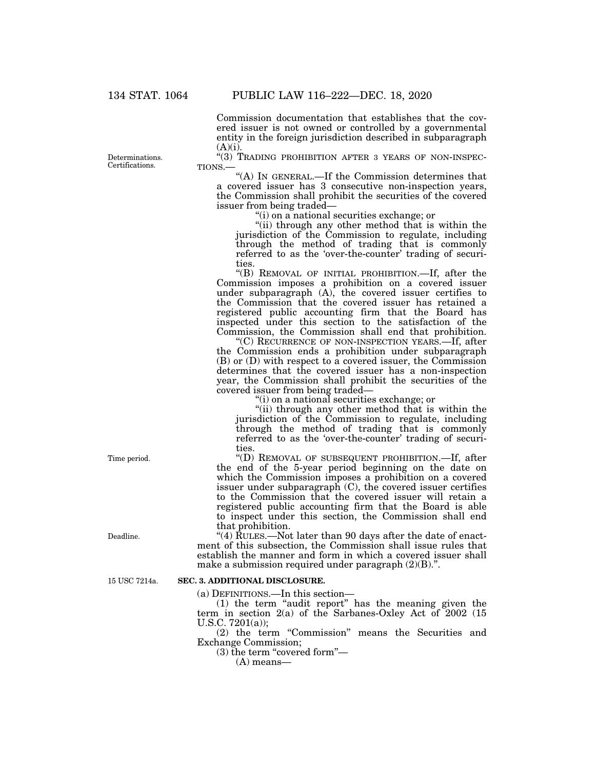Commission documentation that establishes that the covered issuer is not owned or controlled by a governmental entity in the foreign jurisdiction described in subparagraph (A)(i).

Determinations. Certifications.

"(3) TRADING PROHIBITION AFTER 3 YEARS OF NON-INSPECTIONS.—

"(A) IN GENERAL.—If the Commission determines that a covered issuer has 3 consecutive non-inspection years, the Commission shall prohibit the securities of the covered issuer from being traded—

"(i) on a national securities exchange; or

"(ii) through any other method that is within the jurisdiction of the Commission to regulate, including through the method of trading that is commonly referred to as the 'over-the-counter' trading of securities.

"(B) REMOVAL OF INITIAL PROHIBITION.—If, after the Commission imposes a prohibition on a covered issuer under subparagraph (A), the covered issuer certifies to the Commission that the covered issuer has retained a registered public accounting firm that the Board has inspected under this section to the satisfaction of the Commission, the Commission shall end that prohibition.

"(C) RECURRENCE OF NON-INSPECTION YEARS.—If, after the Commission ends a prohibition under subparagraph (B) or (D) with respect to a covered issuer, the Commission determines that the covered issuer has a non-inspection year, the Commission shall prohibit the securities of the covered issuer from being traded—

"(i) on a national securities exchange; or

"(ii) through any other method that is within the jurisdiction of the Commission to regulate, including through the method of trading that is commonly referred to as the 'over-the-counter' trading of securities.

Time period.

"(D) REMOVAL OF SUBSEQUENT PROHIBITION.—If, after the end of the 5-year period beginning on the date on which the Commission imposes a prohibition on a covered issuer under subparagraph (C), the covered issuer certifies to the Commission that the covered issuer will retain a registered public accounting firm that the Board is able to inspect under this section, the Commission shall end that prohibition.

Deadline.

"(4) RULES.—Not later than 90 days after the date of enactment of this subsection, the Commission shall issue rules that establish the manner and form in which a covered issuer shall make a submission required under paragraph (2)(B).".

15 USC 7214a.

**SEC. 3. ADDITIONAL DISCLOSURE.**

(a) DEFINITIONS.—In this section—

(1) the term "audit report" has the meaning given the term in section 2(a) of the Sarbanes-Oxley Act of 2002 (15 U.S.C. 7201(a));

(2) the term "Commission" means the Securities and Exchange Commission;

(3) the term "covered form"—

(A) means—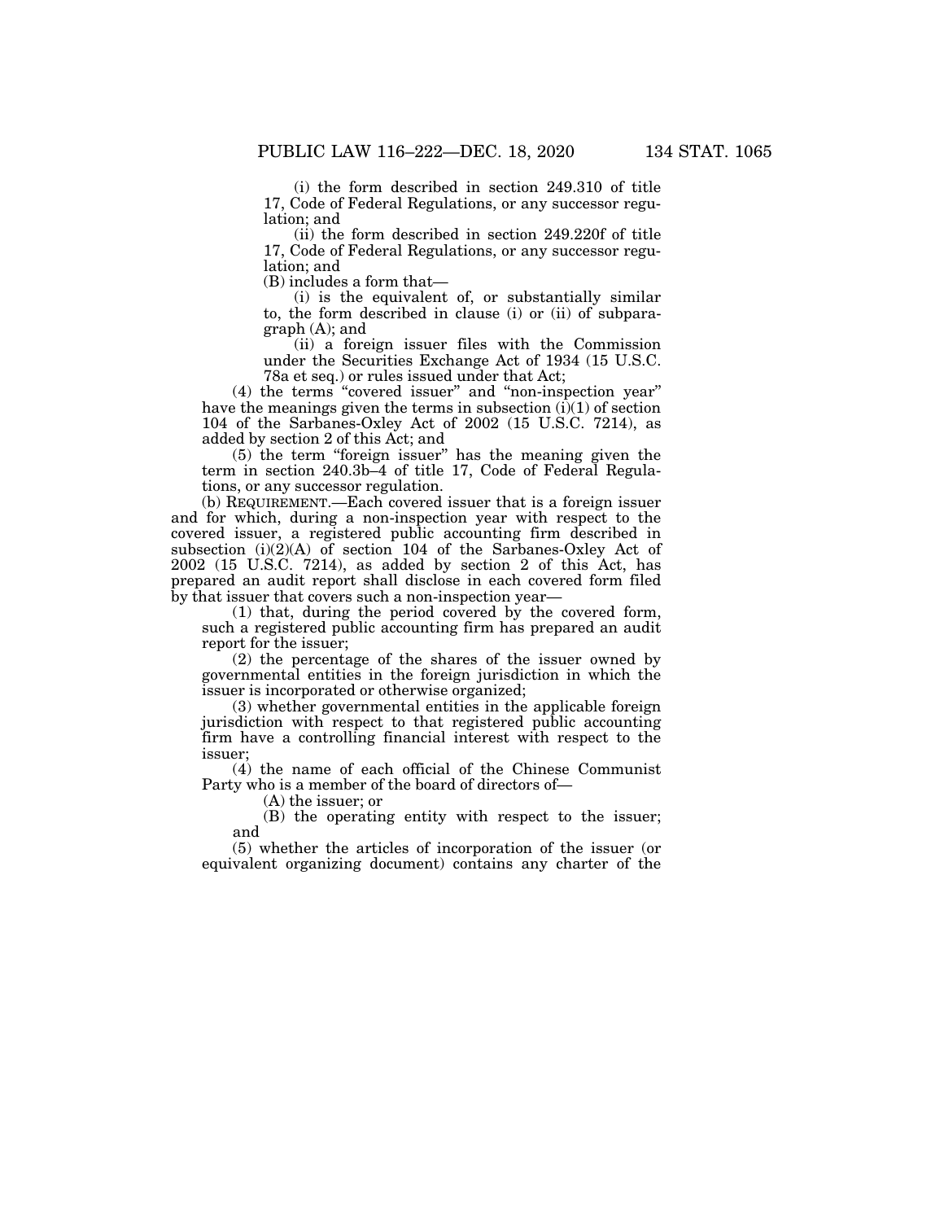(i) the form described in section 249.310 of title 17, Code of Federal Regulations, or any successor regulation; and

(ii) the form described in section 249.220f of title 17, Code of Federal Regulations, or any successor regulation; and

(B) includes a form that—

(i) is the equivalent of, or substantially similar to, the form described in clause (i) or (ii) of subparagraph (A); and

(ii) a foreign issuer files with the Commission under the Securities Exchange Act of 1934 (15 U.S.C. 78a et seq.) or rules issued under that Act;

(4) the terms "covered issuer" and "non-inspection year" have the meanings given the terms in subsection (i)(1) of section 104 of the Sarbanes-Oxley Act of 2002 (15 U.S.C. 7214), as added by section 2 of this Act; and

(5) the term "foreign issuer" has the meaning given the term in section 240.3b–4 of title 17, Code of Federal Regulations, or any successor regulation.

(b) REQUIREMENT.—Each covered issuer that is a foreign issuer and for which, during a non-inspection year with respect to the covered issuer, a registered public accounting firm described in subsection (i)(2)(A) of section 104 of the Sarbanes-Oxley Act of 2002 (15 U.S.C. 7214), as added by section 2 of this Act, has prepared an audit report shall disclose in each covered form filed by that issuer that covers such a non-inspection year—

(1) that, during the period covered by the covered form, such a registered public accounting firm has prepared an audit report for the issuer;

(2) the percentage of the shares of the issuer owned by governmental entities in the foreign jurisdiction in which the issuer is incorporated or otherwise organized;

(3) whether governmental entities in the applicable foreign jurisdiction with respect to that registered public accounting firm have a controlling financial interest with respect to the issuer;

(4) the name of each official of the Chinese Communist Party who is a member of the board of directors of—

(A) the issuer; or

(B) the operating entity with respect to the issuer; and

(5) whether the articles of incorporation of the issuer (or equivalent organizing document) contains any charter of the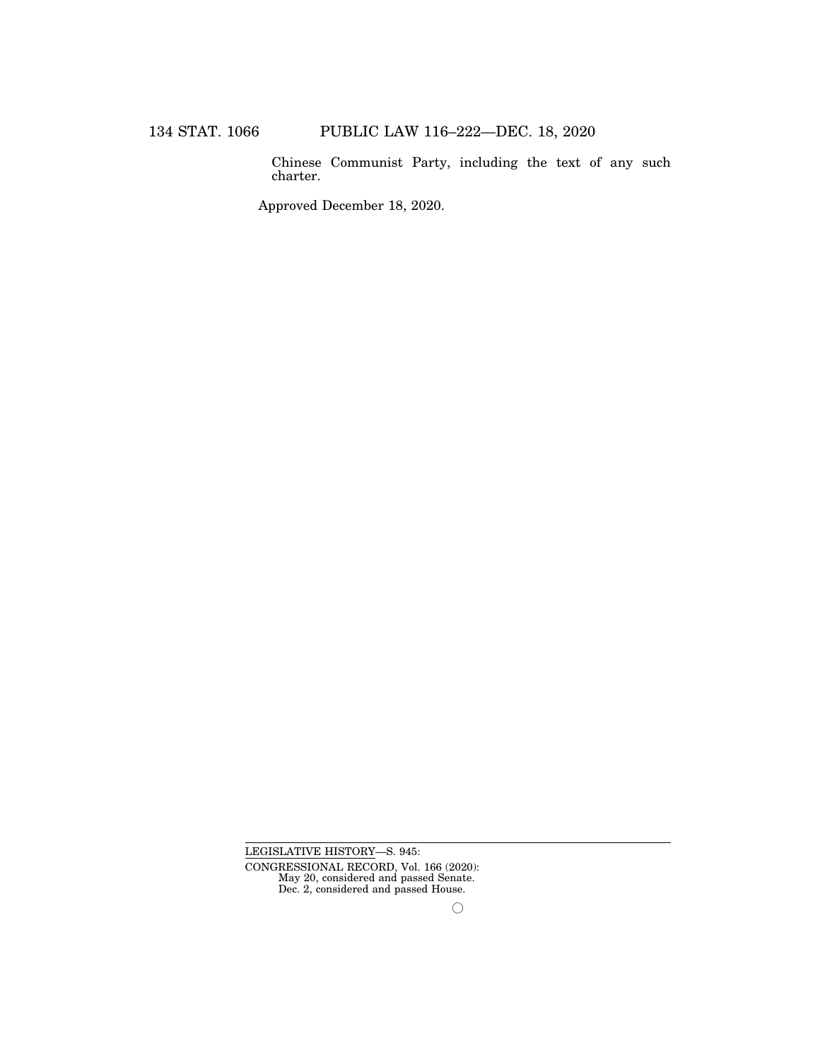Chinese Communist Party, including the text of any such charter.

Approved December 18, 2020.

---

LEGISLATIVE HISTORY—S. 945:

CONGRESSIONAL RECORD, Vol. 166 (2020):

May 20, considered and passed Senate.

Dec. 2, considered and passed House.